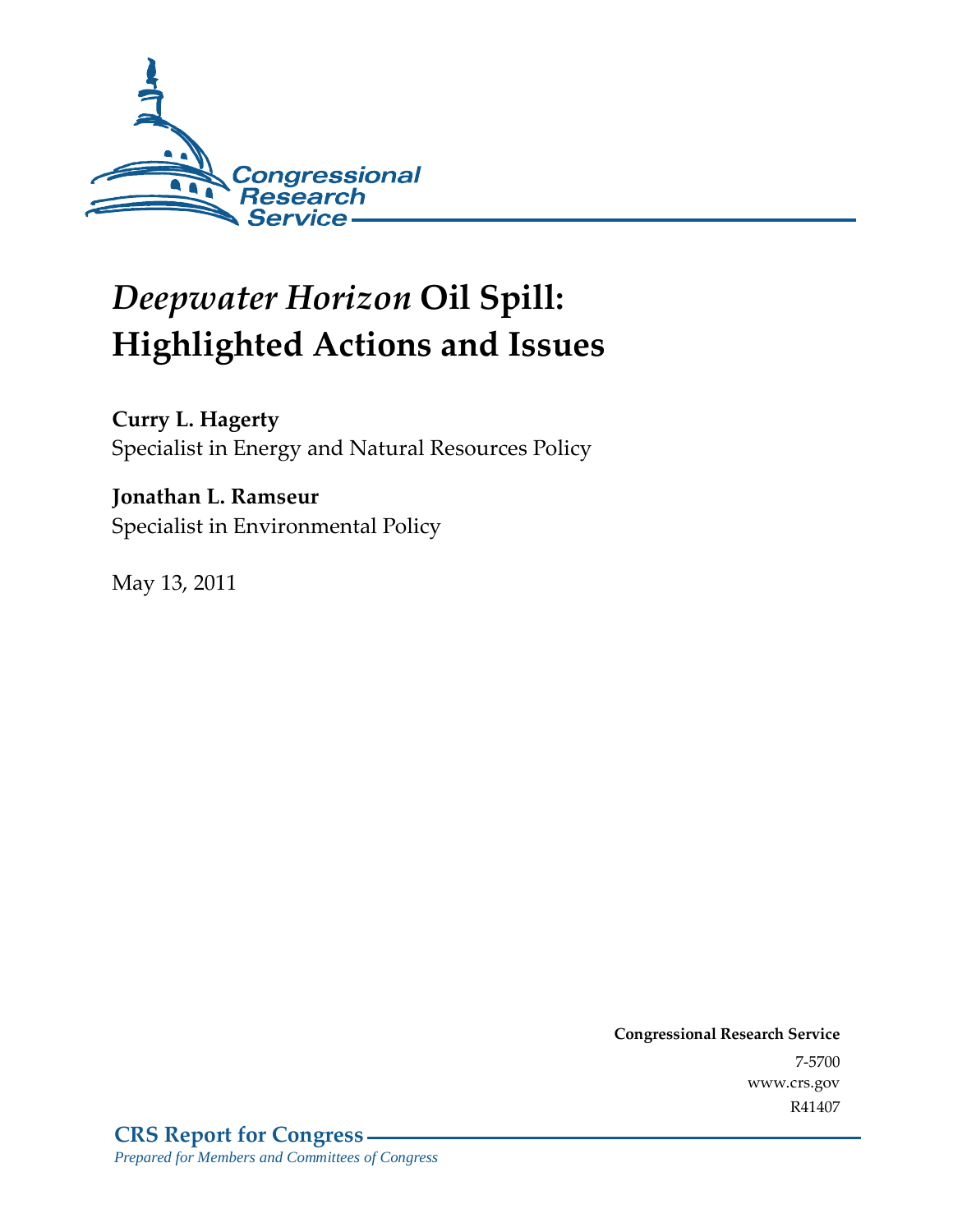Congressional Research Service

# *Deepwater Horizon* Oil Spill: Highlighted Actions and Issues

**Curry L. Hagerty**
Specialist in Energy and Natural Resources Policy

**Jonathan L. Ramseur**
Specialist in Environmental Policy

May 13, 2011

**Congressional Research Service**
7-5700
www.crs.gov
R41407

**CRS Report for Congress**
*Prepared for Members and Committees of Congress*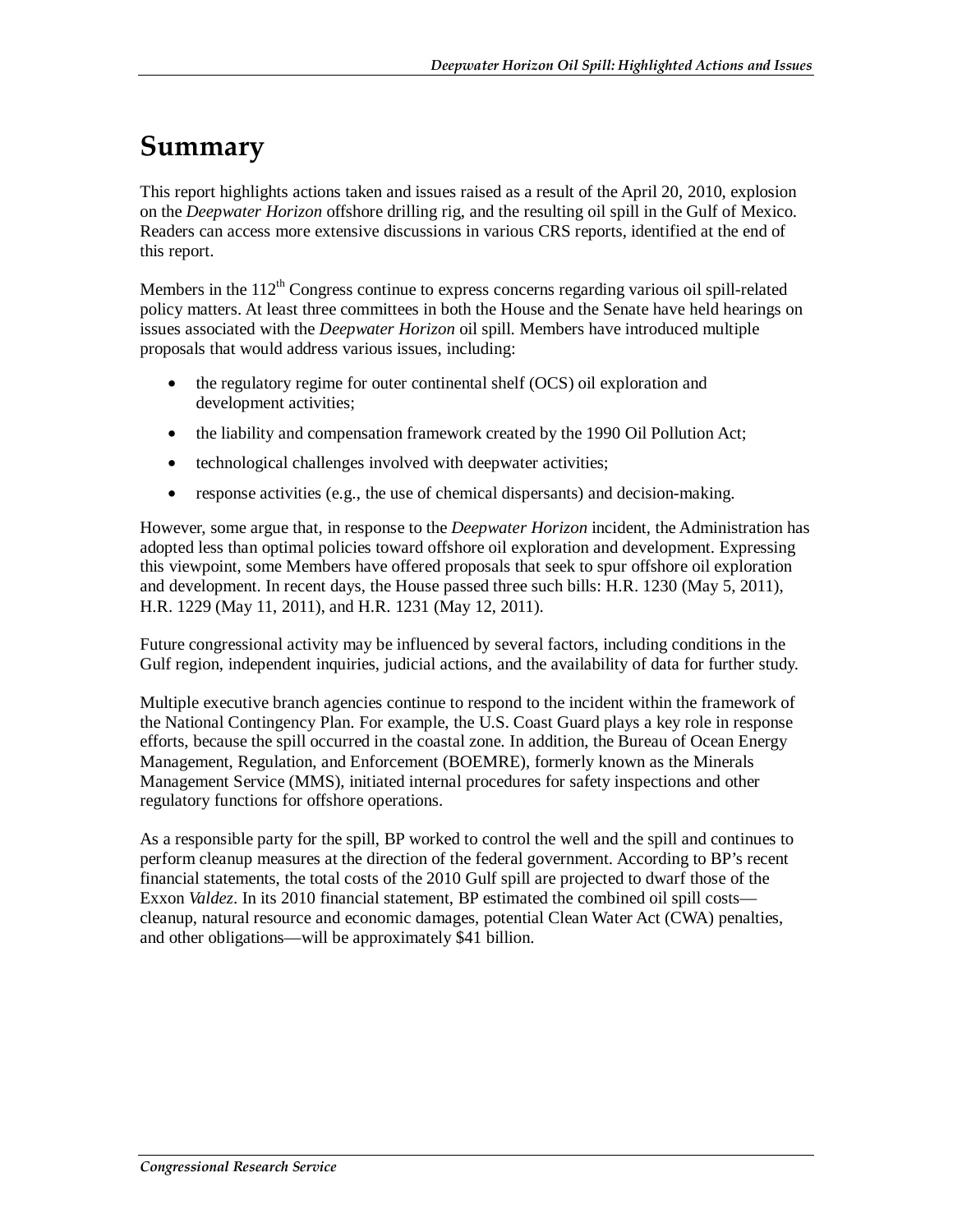# Summary

This report highlights actions taken and issues raised as a result of the April 20, 2010, explosion on the *Deepwater Horizon* offshore drilling rig, and the resulting oil spill in the Gulf of Mexico. Readers can access more extensive discussions in various CRS reports, identified at the end of this report.

Members in the 112th Congress continue to express concerns regarding various oil spill-related policy matters. At least three committees in both the House and the Senate have held hearings on issues associated with the *Deepwater Horizon* oil spill. Members have introduced multiple proposals that would address various issues, including:

- the regulatory regime for outer continental shelf (OCS) oil exploration and development activities;
- the liability and compensation framework created by the 1990 Oil Pollution Act;
- technological challenges involved with deepwater activities;
- response activities (e.g., the use of chemical dispersants) and decision-making.

However, some argue that, in response to the *Deepwater Horizon* incident, the Administration has adopted less than optimal policies toward offshore oil exploration and development. Expressing this viewpoint, some Members have offered proposals that seek to spur offshore oil exploration and development. In recent days, the House passed three such bills: H.R. 1230 (May 5, 2011), H.R. 1229 (May 11, 2011), and H.R. 1231 (May 12, 2011).

Future congressional activity may be influenced by several factors, including conditions in the Gulf region, independent inquiries, judicial actions, and the availability of data for further study.

Multiple executive branch agencies continue to respond to the incident within the framework of the National Contingency Plan. For example, the U.S. Coast Guard plays a key role in response efforts, because the spill occurred in the coastal zone. In addition, the Bureau of Ocean Energy Management, Regulation, and Enforcement (BOEMRE), formerly known as the Minerals Management Service (MMS), initiated internal procedures for safety inspections and other regulatory functions for offshore operations.

As a responsible party for the spill, BP worked to control the well and the spill and continues to perform cleanup measures at the direction of the federal government. According to BP's recent financial statements, the total costs of the 2010 Gulf spill are projected to dwarf those of the Exxon *Valdez*. In its 2010 financial statement, BP estimated the combined oil spill costs—cleanup, natural resource and economic damages, potential Clean Water Act (CWA) penalties, and other obligations—will be approximately $41 billion.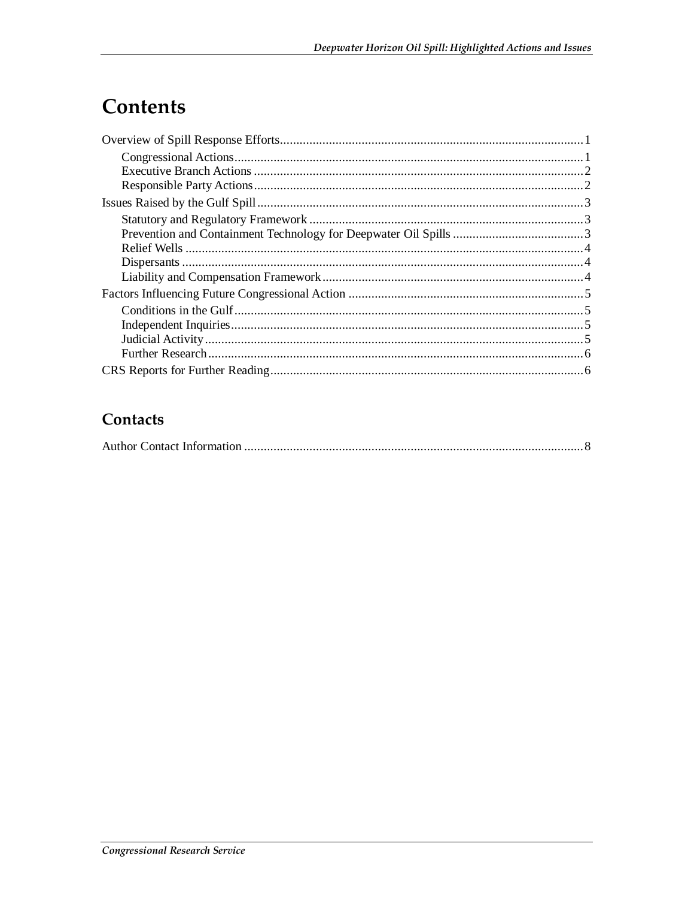# Contents

Overview of Spill Response Efforts ... 1
- Congressional Actions ... 1
- Executive Branch Actions ... 2
- Responsible Party Actions ... 2

Issues Raised by the Gulf Spill ... 3
- Statutory and Regulatory Framework ... 3
- Prevention and Containment Technology for Deepwater Oil Spills ... 3
- Relief Wells ... 4
- Dispersants ... 4
- Liability and Compensation Framework ... 4

Factors Influencing Future Congressional Action ... 5
- Conditions in the Gulf ... 5
- Independent Inquiries ... 5
- Judicial Activity ... 5
- Further Research ... 6

CRS Reports for Further Reading ... 6

## Contacts

Author Contact Information ... 8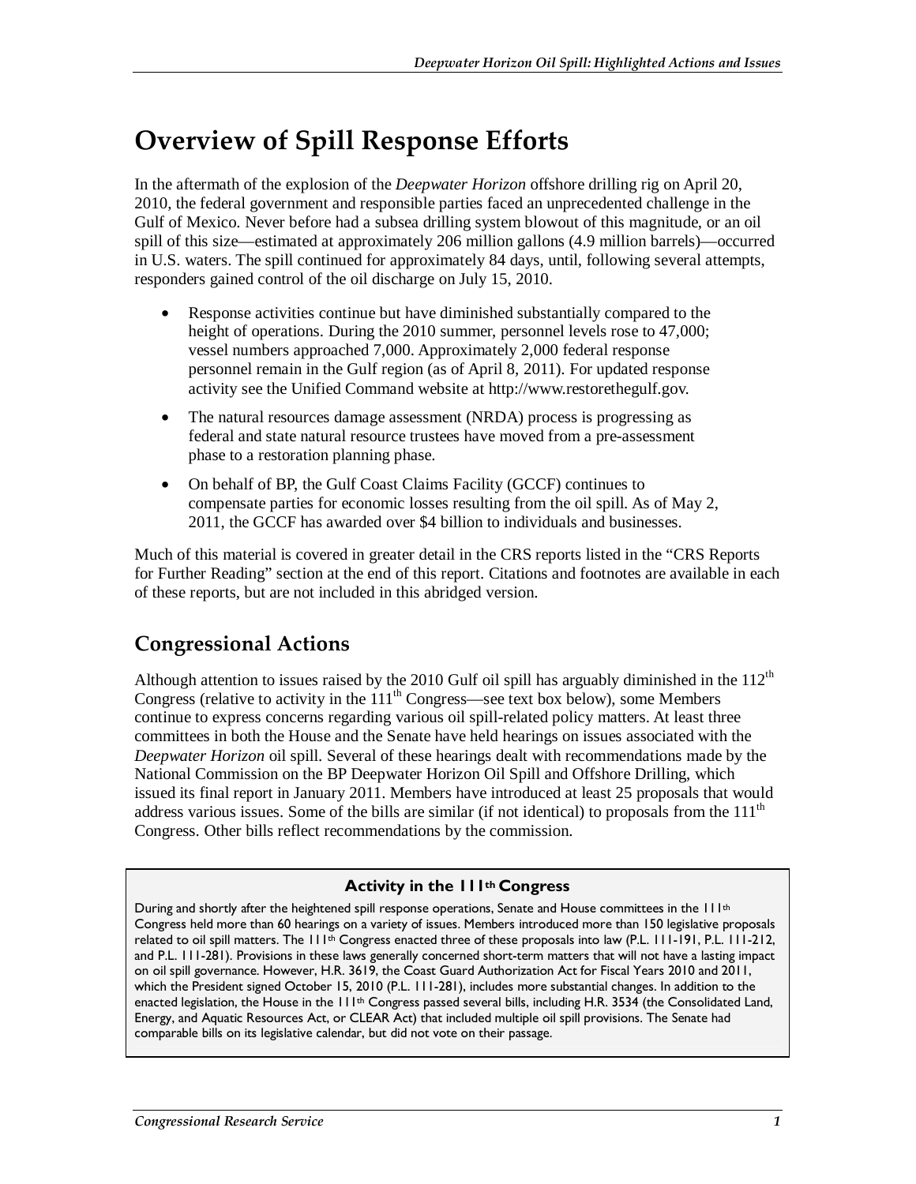# Overview of Spill Response Efforts

In the aftermath of the explosion of the *Deepwater Horizon* offshore drilling rig on April 20, 2010, the federal government and responsible parties faced an unprecedented challenge in the Gulf of Mexico. Never before had a subsea drilling system blowout of this magnitude, or an oil spill of this size—estimated at approximately 206 million gallons (4.9 million barrels)—occurred in U.S. waters. The spill continued for approximately 84 days, until, following several attempts, responders gained control of the oil discharge on July 15, 2010.

- Response activities continue but have diminished substantially compared to the height of operations. During the 2010 summer, personnel levels rose to 47,000; vessel numbers approached 7,000. Approximately 2,000 federal response personnel remain in the Gulf region (as of April 8, 2011). For updated response activity see the Unified Command website at http://www.restorethegulf.gov.
- The natural resources damage assessment (NRDA) process is progressing as federal and state natural resource trustees have moved from a pre-assessment phase to a restoration planning phase.
- On behalf of BP, the Gulf Coast Claims Facility (GCCF) continues to compensate parties for economic losses resulting from the oil spill. As of May 2, 2011, the GCCF has awarded over $4 billion to individuals and businesses.

Much of this material is covered in greater detail in the CRS reports listed in the "CRS Reports for Further Reading" section at the end of this report. Citations and footnotes are available in each of these reports, but are not included in this abridged version.

## Congressional Actions

Although attention to issues raised by the 2010 Gulf oil spill has arguably diminished in the 112th Congress (relative to activity in the 111th Congress—see text box below), some Members continue to express concerns regarding various oil spill-related policy matters. At least three committees in both the House and the Senate have held hearings on issues associated with the *Deepwater Horizon* oil spill. Several of these hearings dealt with recommendations made by the National Commission on the BP Deepwater Horizon Oil Spill and Offshore Drilling, which issued its final report in January 2011. Members have introduced at least 25 proposals that would address various issues. Some of the bills are similar (if not identical) to proposals from the 111th Congress. Other bills reflect recommendations by the commission.

**Activity in the 111th Congress**

During and shortly after the heightened spill response operations, Senate and House committees in the 111th Congress held more than 60 hearings on a variety of issues. Members introduced more than 150 legislative proposals related to oil spill matters. The 111th Congress enacted three of these proposals into law (P.L. 111-191, P.L. 111-212, and P.L. 111-281). Provisions in these laws generally concerned short-term matters that will not have a lasting impact on oil spill governance. However, H.R. 3619, the Coast Guard Authorization Act for Fiscal Years 2010 and 2011, which the President signed October 15, 2010 (P.L. 111-281), includes more substantial changes. In addition to the enacted legislation, the House in the 111th Congress passed several bills, including H.R. 3534 (the Consolidated Land, Energy, and Aquatic Resources Act, or CLEAR Act) that included multiple oil spill provisions. The Senate had comparable bills on its legislative calendar, but did not vote on their passage.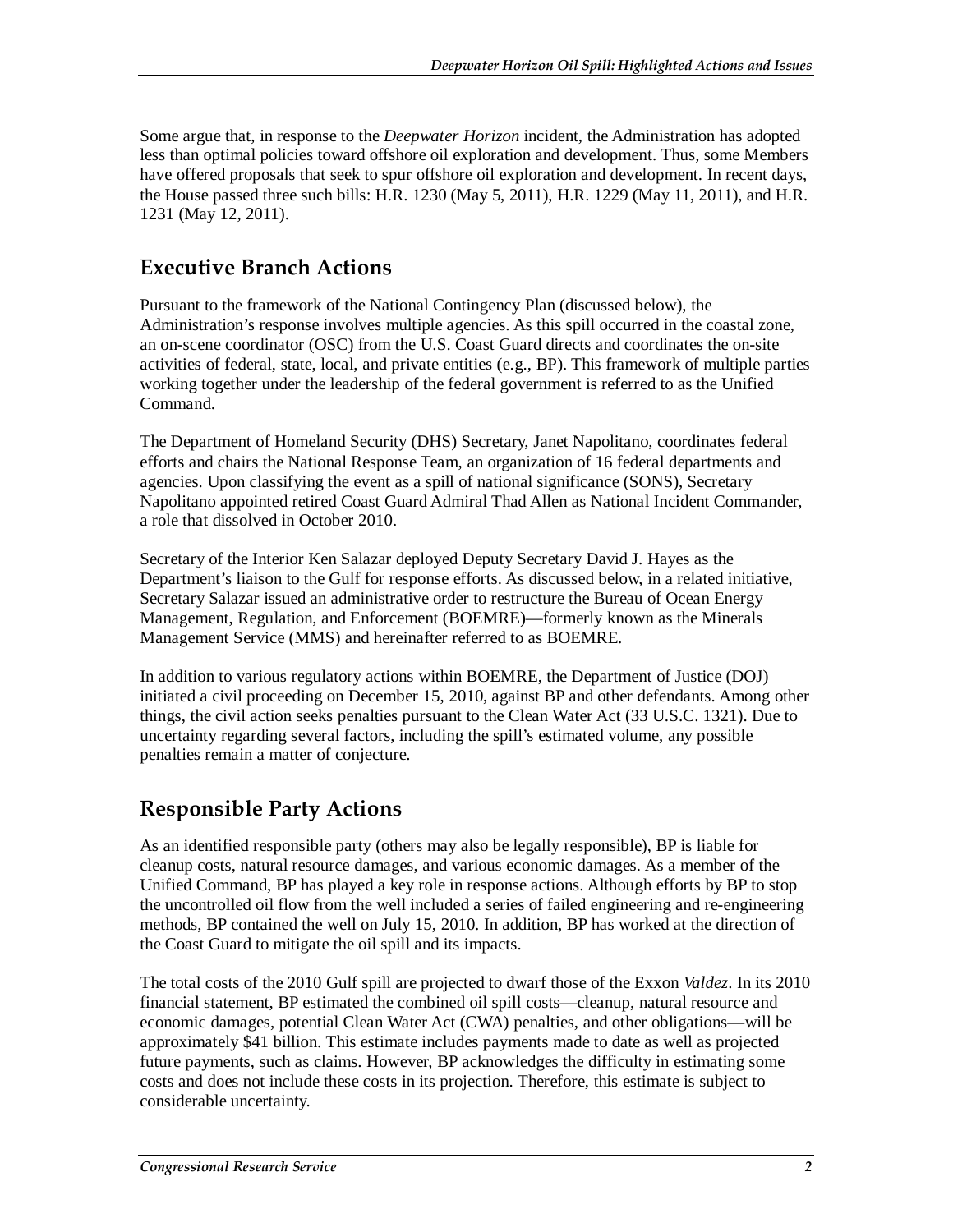Some argue that, in response to the *Deepwater Horizon* incident, the Administration has adopted less than optimal policies toward offshore oil exploration and development. Thus, some Members have offered proposals that seek to spur offshore oil exploration and development. In recent days, the House passed three such bills: H.R. 1230 (May 5, 2011), H.R. 1229 (May 11, 2011), and H.R. 1231 (May 12, 2011).

## Executive Branch Actions

Pursuant to the framework of the National Contingency Plan (discussed below), the Administration's response involves multiple agencies. As this spill occurred in the coastal zone, an on-scene coordinator (OSC) from the U.S. Coast Guard directs and coordinates the on-site activities of federal, state, local, and private entities (e.g., BP). This framework of multiple parties working together under the leadership of the federal government is referred to as the Unified Command.

The Department of Homeland Security (DHS) Secretary, Janet Napolitano, coordinates federal efforts and chairs the National Response Team, an organization of 16 federal departments and agencies. Upon classifying the event as a spill of national significance (SONS), Secretary Napolitano appointed retired Coast Guard Admiral Thad Allen as National Incident Commander, a role that dissolved in October 2010.

Secretary of the Interior Ken Salazar deployed Deputy Secretary David J. Hayes as the Department's liaison to the Gulf for response efforts. As discussed below, in a related initiative, Secretary Salazar issued an administrative order to restructure the Bureau of Ocean Energy Management, Regulation, and Enforcement (BOEMRE)—formerly known as the Minerals Management Service (MMS) and hereinafter referred to as BOEMRE.

In addition to various regulatory actions within BOEMRE, the Department of Justice (DOJ) initiated a civil proceeding on December 15, 2010, against BP and other defendants. Among other things, the civil action seeks penalties pursuant to the Clean Water Act (33 U.S.C. 1321). Due to uncertainty regarding several factors, including the spill's estimated volume, any possible penalties remain a matter of conjecture.

## Responsible Party Actions

As an identified responsible party (others may also be legally responsible), BP is liable for cleanup costs, natural resource damages, and various economic damages. As a member of the Unified Command, BP has played a key role in response actions. Although efforts by BP to stop the uncontrolled oil flow from the well included a series of failed engineering and re-engineering methods, BP contained the well on July 15, 2010. In addition, BP has worked at the direction of the Coast Guard to mitigate the oil spill and its impacts.

The total costs of the 2010 Gulf spill are projected to dwarf those of the Exxon *Valdez*. In its 2010 financial statement, BP estimated the combined oil spill costs—cleanup, natural resource and economic damages, potential Clean Water Act (CWA) penalties, and other obligations—will be approximately $41 billion. This estimate includes payments made to date as well as projected future payments, such as claims. However, BP acknowledges the difficulty in estimating some costs and does not include these costs in its projection. Therefore, this estimate is subject to considerable uncertainty.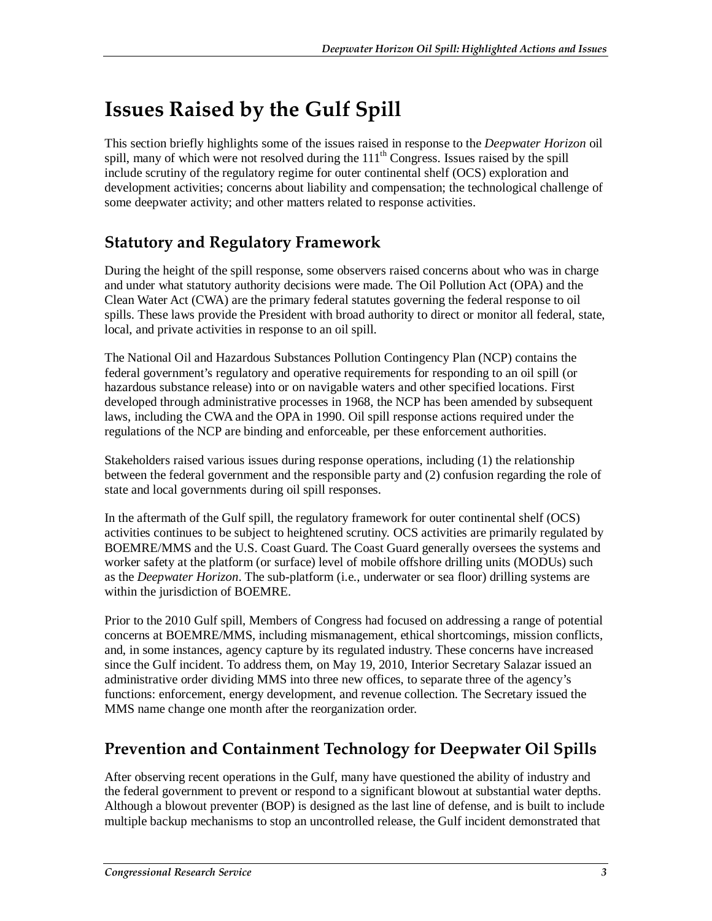# Issues Raised by the Gulf Spill

This section briefly highlights some of the issues raised in response to the *Deepwater Horizon* oil spill, many of which were not resolved during the 111th Congress. Issues raised by the spill include scrutiny of the regulatory regime for outer continental shelf (OCS) exploration and development activities; concerns about liability and compensation; the technological challenge of some deepwater activity; and other matters related to response activities.

## Statutory and Regulatory Framework

During the height of the spill response, some observers raised concerns about who was in charge and under what statutory authority decisions were made. The Oil Pollution Act (OPA) and the Clean Water Act (CWA) are the primary federal statutes governing the federal response to oil spills. These laws provide the President with broad authority to direct or monitor all federal, state, local, and private activities in response to an oil spill.

The National Oil and Hazardous Substances Pollution Contingency Plan (NCP) contains the federal government's regulatory and operative requirements for responding to an oil spill (or hazardous substance release) into or on navigable waters and other specified locations. First developed through administrative processes in 1968, the NCP has been amended by subsequent laws, including the CWA and the OPA in 1990. Oil spill response actions required under the regulations of the NCP are binding and enforceable, per these enforcement authorities.

Stakeholders raised various issues during response operations, including (1) the relationship between the federal government and the responsible party and (2) confusion regarding the role of state and local governments during oil spill responses.

In the aftermath of the Gulf spill, the regulatory framework for outer continental shelf (OCS) activities continues to be subject to heightened scrutiny. OCS activities are primarily regulated by BOEMRE/MMS and the U.S. Coast Guard. The Coast Guard generally oversees the systems and worker safety at the platform (or surface) level of mobile offshore drilling units (MODUs) such as the *Deepwater Horizon*. The sub-platform (i.e., underwater or sea floor) drilling systems are within the jurisdiction of BOEMRE.

Prior to the 2010 Gulf spill, Members of Congress had focused on addressing a range of potential concerns at BOEMRE/MMS, including mismanagement, ethical shortcomings, mission conflicts, and, in some instances, agency capture by its regulated industry. These concerns have increased since the Gulf incident. To address them, on May 19, 2010, Interior Secretary Salazar issued an administrative order dividing MMS into three new offices, to separate three of the agency's functions: enforcement, energy development, and revenue collection. The Secretary issued the MMS name change one month after the reorganization order.

## Prevention and Containment Technology for Deepwater Oil Spills

After observing recent operations in the Gulf, many have questioned the ability of industry and the federal government to prevent or respond to a significant blowout at substantial water depths. Although a blowout preventer (BOP) is designed as the last line of defense, and is built to include multiple backup mechanisms to stop an uncontrolled release, the Gulf incident demonstrated that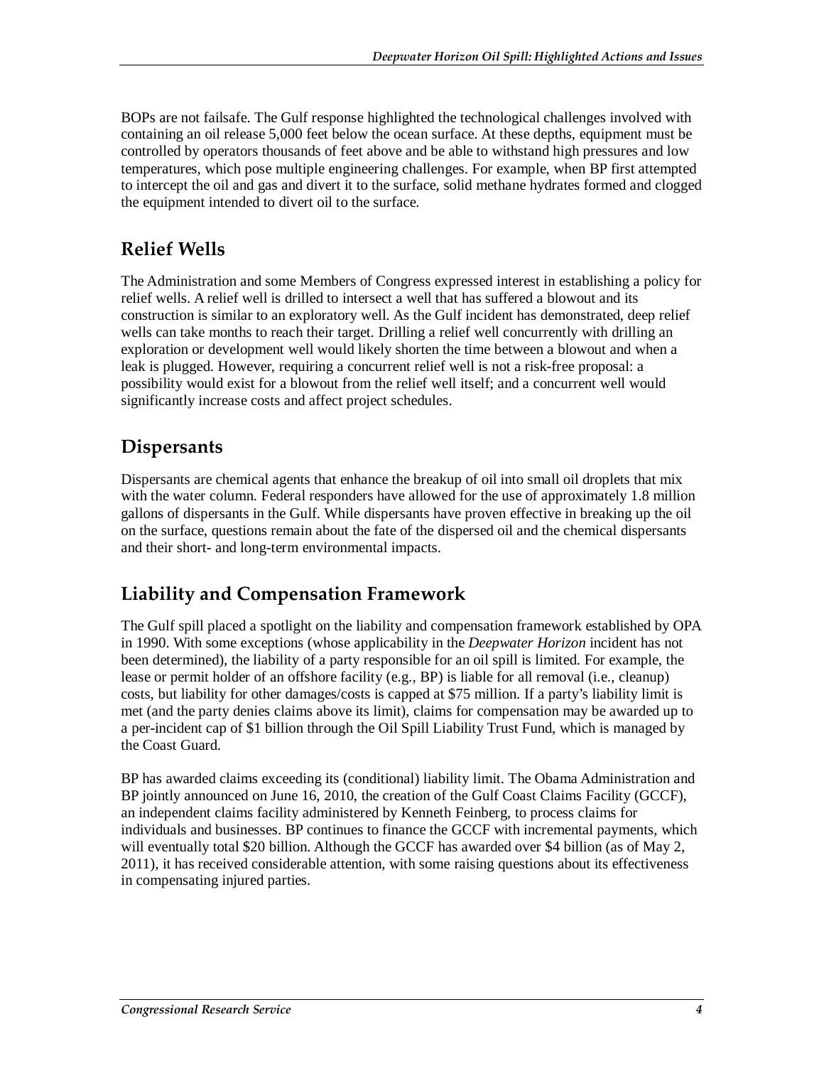BOPs are not failsafe. The Gulf response highlighted the technological challenges involved with containing an oil release 5,000 feet below the ocean surface. At these depths, equipment must be controlled by operators thousands of feet above and be able to withstand high pressures and low temperatures, which pose multiple engineering challenges. For example, when BP first attempted to intercept the oil and gas and divert it to the surface, solid methane hydrates formed and clogged the equipment intended to divert oil to the surface.

## Relief Wells

The Administration and some Members of Congress expressed interest in establishing a policy for relief wells. A relief well is drilled to intersect a well that has suffered a blowout and its construction is similar to an exploratory well. As the Gulf incident has demonstrated, deep relief wells can take months to reach their target. Drilling a relief well concurrently with drilling an exploration or development well would likely shorten the time between a blowout and when a leak is plugged. However, requiring a concurrent relief well is not a risk-free proposal: a possibility would exist for a blowout from the relief well itself; and a concurrent well would significantly increase costs and affect project schedules.

## Dispersants

Dispersants are chemical agents that enhance the breakup of oil into small oil droplets that mix with the water column. Federal responders have allowed for the use of approximately 1.8 million gallons of dispersants in the Gulf. While dispersants have proven effective in breaking up the oil on the surface, questions remain about the fate of the dispersed oil and the chemical dispersants and their short- and long-term environmental impacts.

## Liability and Compensation Framework

The Gulf spill placed a spotlight on the liability and compensation framework established by OPA in 1990. With some exceptions (whose applicability in the *Deepwater Horizon* incident has not been determined), the liability of a party responsible for an oil spill is limited. For example, the lease or permit holder of an offshore facility (e.g., BP) is liable for all removal (i.e., cleanup) costs, but liability for other damages/costs is capped at $75 million. If a party's liability limit is met (and the party denies claims above its limit), claims for compensation may be awarded up to a per-incident cap of $1 billion through the Oil Spill Liability Trust Fund, which is managed by the Coast Guard.

BP has awarded claims exceeding its (conditional) liability limit. The Obama Administration and BP jointly announced on June 16, 2010, the creation of the Gulf Coast Claims Facility (GCCF), an independent claims facility administered by Kenneth Feinberg, to process claims for individuals and businesses. BP continues to finance the GCCF with incremental payments, which will eventually total $20 billion. Although the GCCF has awarded over $4 billion (as of May 2, 2011), it has received considerable attention, with some raising questions about its effectiveness in compensating injured parties.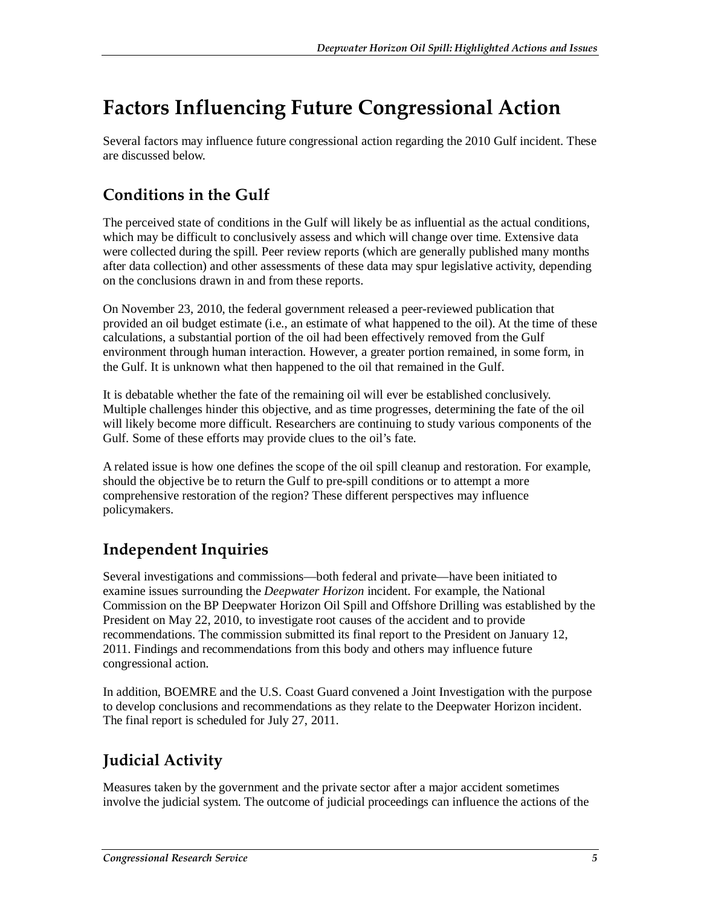# Factors Influencing Future Congressional Action

Several factors may influence future congressional action regarding the 2010 Gulf incident. These are discussed below.

## Conditions in the Gulf

The perceived state of conditions in the Gulf will likely be as influential as the actual conditions, which may be difficult to conclusively assess and which will change over time. Extensive data were collected during the spill. Peer review reports (which are generally published many months after data collection) and other assessments of these data may spur legislative activity, depending on the conclusions drawn in and from these reports.

On November 23, 2010, the federal government released a peer-reviewed publication that provided an oil budget estimate (i.e., an estimate of what happened to the oil). At the time of these calculations, a substantial portion of the oil had been effectively removed from the Gulf environment through human interaction. However, a greater portion remained, in some form, in the Gulf. It is unknown what then happened to the oil that remained in the Gulf.

It is debatable whether the fate of the remaining oil will ever be established conclusively. Multiple challenges hinder this objective, and as time progresses, determining the fate of the oil will likely become more difficult. Researchers are continuing to study various components of the Gulf. Some of these efforts may provide clues to the oil's fate.

A related issue is how one defines the scope of the oil spill cleanup and restoration. For example, should the objective be to return the Gulf to pre-spill conditions or to attempt a more comprehensive restoration of the region? These different perspectives may influence policymakers.

## Independent Inquiries

Several investigations and commissions—both federal and private—have been initiated to examine issues surrounding the *Deepwater Horizon* incident. For example, the National Commission on the BP Deepwater Horizon Oil Spill and Offshore Drilling was established by the President on May 22, 2010, to investigate root causes of the accident and to provide recommendations. The commission submitted its final report to the President on January 12, 2011. Findings and recommendations from this body and others may influence future congressional action.

In addition, BOEMRE and the U.S. Coast Guard convened a Joint Investigation with the purpose to develop conclusions and recommendations as they relate to the Deepwater Horizon incident. The final report is scheduled for July 27, 2011.

## Judicial Activity

Measures taken by the government and the private sector after a major accident sometimes involve the judicial system. The outcome of judicial proceedings can influence the actions of the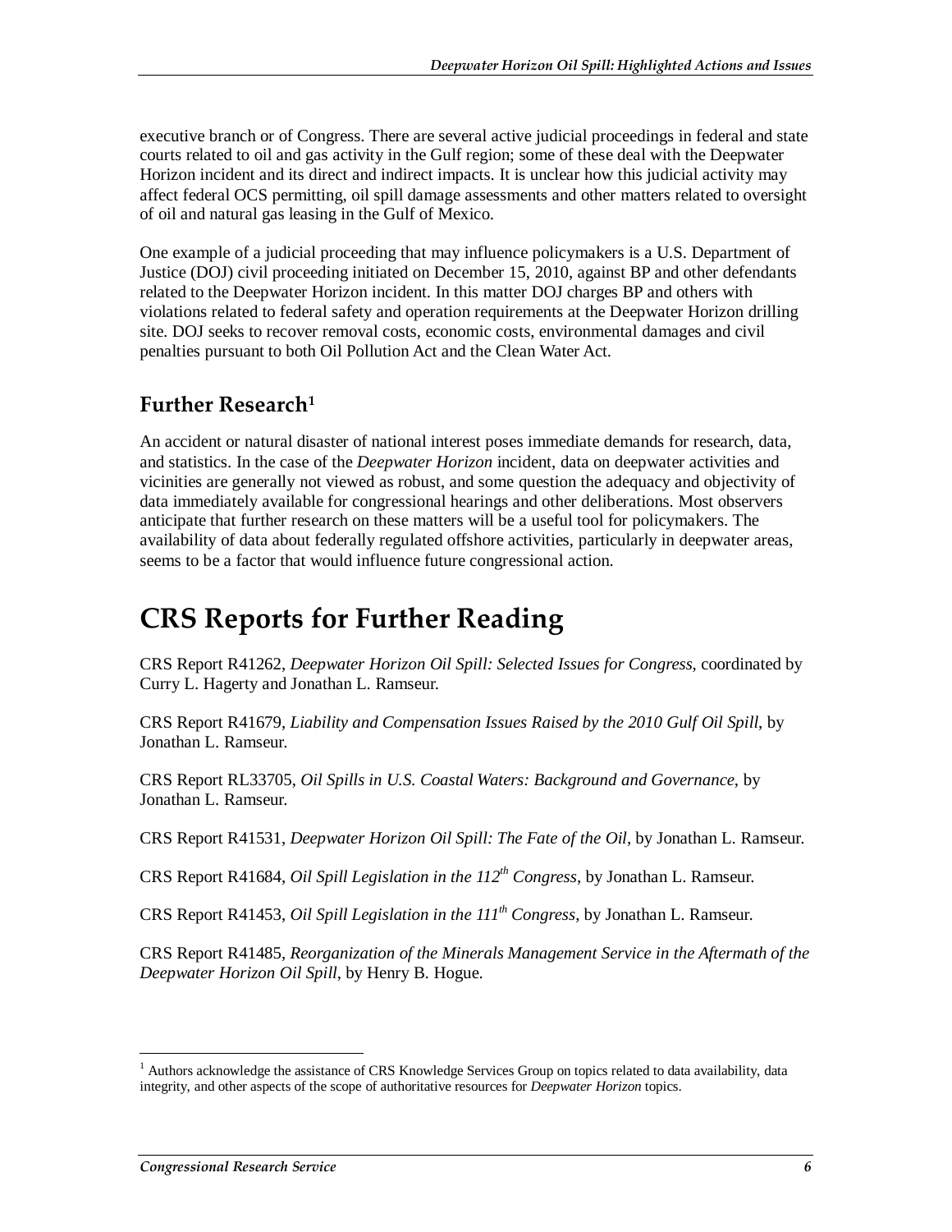executive branch or of Congress. There are several active judicial proceedings in federal and state courts related to oil and gas activity in the Gulf region; some of these deal with the Deepwater Horizon incident and its direct and indirect impacts. It is unclear how this judicial activity may affect federal OCS permitting, oil spill damage assessments and other matters related to oversight of oil and natural gas leasing in the Gulf of Mexico.

One example of a judicial proceeding that may influence policymakers is a U.S. Department of Justice (DOJ) civil proceeding initiated on December 15, 2010, against BP and other defendants related to the Deepwater Horizon incident. In this matter DOJ charges BP and others with violations related to federal safety and operation requirements at the Deepwater Horizon drilling site. DOJ seeks to recover removal costs, economic costs, environmental damages and civil penalties pursuant to both Oil Pollution Act and the Clean Water Act.

### Further Research[1]

An accident or natural disaster of national interest poses immediate demands for research, data, and statistics. In the case of the *Deepwater Horizon* incident, data on deepwater activities and vicinities are generally not viewed as robust, and some question the adequacy and objectivity of data immediately available for congressional hearings and other deliberations. Most observers anticipate that further research on these matters will be a useful tool for policymakers. The availability of data about federally regulated offshore activities, particularly in deepwater areas, seems to be a factor that would influence future congressional action.

# CRS Reports for Further Reading

CRS Report R41262, *Deepwater Horizon Oil Spill: Selected Issues for Congress*, coordinated by Curry L. Hagerty and Jonathan L. Ramseur.

CRS Report R41679, *Liability and Compensation Issues Raised by the 2010 Gulf Oil Spill*, by Jonathan L. Ramseur.

CRS Report RL33705, *Oil Spills in U.S. Coastal Waters: Background and Governance*, by Jonathan L. Ramseur.

CRS Report R41531, *Deepwater Horizon Oil Spill: The Fate of the Oil*, by Jonathan L. Ramseur.

CRS Report R41684, *Oil Spill Legislation in the 112th Congress*, by Jonathan L. Ramseur.

CRS Report R41453, *Oil Spill Legislation in the 111th Congress*, by Jonathan L. Ramseur.

CRS Report R41485, *Reorganization of the Minerals Management Service in the Aftermath of the Deepwater Horizon Oil Spill*, by Henry B. Hogue.

---

[1] Authors acknowledge the assistance of CRS Knowledge Services Group on topics related to data availability, data integrity, and other aspects of the scope of authoritative resources for *Deepwater Horizon* topics.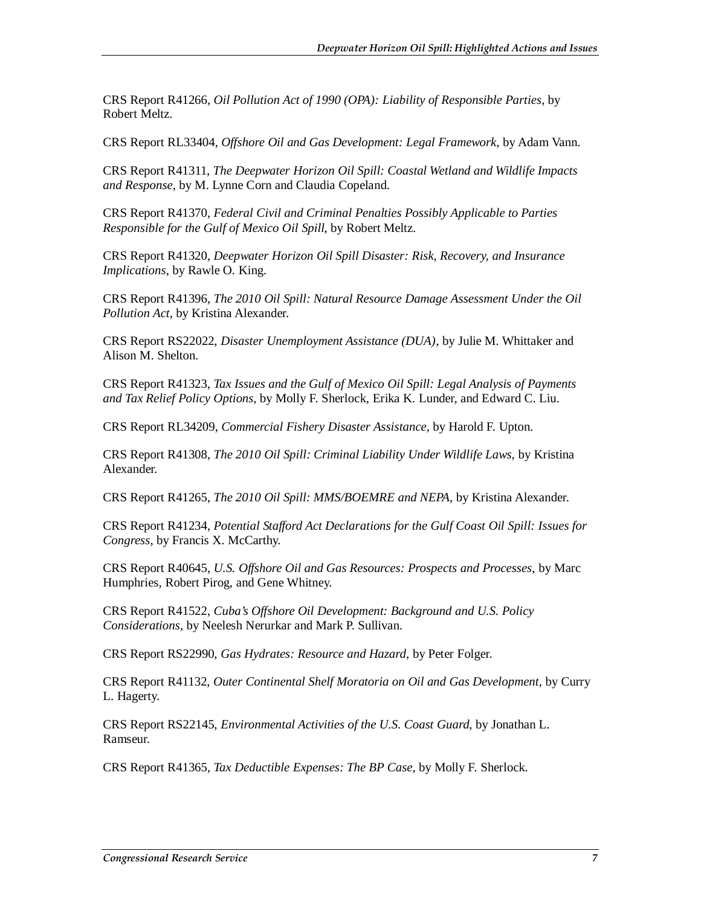CRS Report R41266, *Oil Pollution Act of 1990 (OPA): Liability of Responsible Parties*, by Robert Meltz.

CRS Report RL33404, *Offshore Oil and Gas Development: Legal Framework*, by Adam Vann.

CRS Report R41311, *The Deepwater Horizon Oil Spill: Coastal Wetland and Wildlife Impacts and Response*, by M. Lynne Corn and Claudia Copeland.

CRS Report R41370, *Federal Civil and Criminal Penalties Possibly Applicable to Parties Responsible for the Gulf of Mexico Oil Spill*, by Robert Meltz.

CRS Report R41320, *Deepwater Horizon Oil Spill Disaster: Risk, Recovery, and Insurance Implications*, by Rawle O. King.

CRS Report R41396, *The 2010 Oil Spill: Natural Resource Damage Assessment Under the Oil Pollution Act*, by Kristina Alexander.

CRS Report RS22022, *Disaster Unemployment Assistance (DUA)*, by Julie M. Whittaker and Alison M. Shelton.

CRS Report R41323, *Tax Issues and the Gulf of Mexico Oil Spill: Legal Analysis of Payments and Tax Relief Policy Options*, by Molly F. Sherlock, Erika K. Lunder, and Edward C. Liu.

CRS Report RL34209, *Commercial Fishery Disaster Assistance*, by Harold F. Upton.

CRS Report R41308, *The 2010 Oil Spill: Criminal Liability Under Wildlife Laws*, by Kristina Alexander.

CRS Report R41265, *The 2010 Oil Spill: MMS/BOEMRE and NEPA*, by Kristina Alexander.

CRS Report R41234, *Potential Stafford Act Declarations for the Gulf Coast Oil Spill: Issues for Congress*, by Francis X. McCarthy.

CRS Report R40645, *U.S. Offshore Oil and Gas Resources: Prospects and Processes*, by Marc Humphries, Robert Pirog, and Gene Whitney.

CRS Report R41522, *Cuba's Offshore Oil Development: Background and U.S. Policy Considerations*, by Neelesh Nerurkar and Mark P. Sullivan.

CRS Report RS22990, *Gas Hydrates: Resource and Hazard*, by Peter Folger.

CRS Report R41132, *Outer Continental Shelf Moratoria on Oil and Gas Development*, by Curry L. Hagerty.

CRS Report RS22145, *Environmental Activities of the U.S. Coast Guard*, by Jonathan L. Ramseur.

CRS Report R41365, *Tax Deductible Expenses: The BP Case*, by Molly F. Sherlock.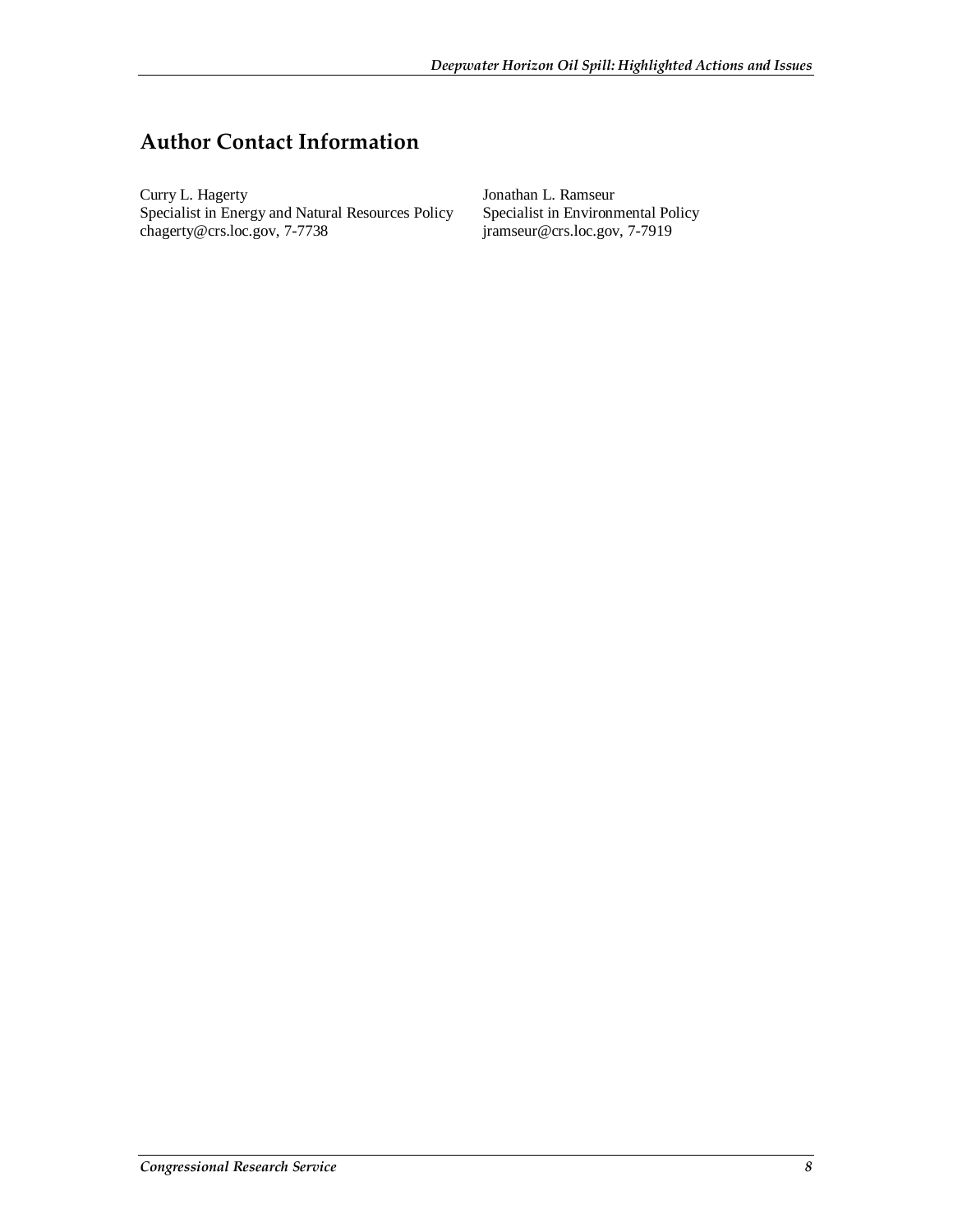## Author Contact Information

Curry L. Hagerty
Specialist in Energy and Natural Resources Policy
chagerty@crs.loc.gov, 7-7738

Jonathan L. Ramseur
Specialist in Environmental Policy
jramseur@crs.loc.gov, 7-7919